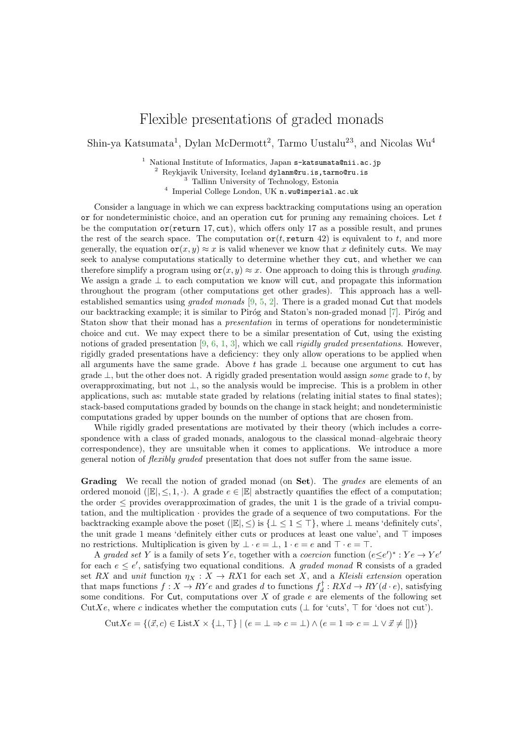# Flexible presentations of graded monads

Shin-ya Katsumata[1], Dylan McDermott[2], Tarmo Uustalu[23], and Nicolas Wu[4]

[1] National Institute of Informatics, Japan s-katsumata@nii.ac.jp
[2] Reykjavik University, Iceland dylanm@ru.is,tarmo@ru.is
[3] Tallinn University of Technology, Estonia
[4] Imperial College London, UK n.wu@imperial.ac.uk

Consider a language in which we can express backtracking computations using an operation `or` for nondeterministic choice, and an operation `cut` for pruning any remaining choices. Let $t$ be the computation `or(return 17, cut)`, which offers only 17 as a possible result, and prunes the rest of the search space. The computation `or(`$t$`, return 42)` is equivalent to $t$, and more generally, the equation $\mathtt{or}(x, y) \approx x$ is valid whenever we know that $x$ definitely `cut`s. We may seek to analyse computations statically to determine whether they `cut`, and whether we can therefore simplify a program using $\mathtt{or}(x, y) \approx x$. One approach to doing this is through *grading*. We assign a grade $\bot$ to each computation we know will `cut`, and propagate this information throughout the program (other computations get other grades). This approach has a well-established semantics using *graded monads* [9, 5, 2]. There is a graded monad Cut that models our backtracking example; it is similar to Piróg and Staton's non-graded monad [7]. Piróg and Staton show that their monad has a *presentation* in terms of operations for nondeterministic choice and cut. We may expect there to be a similar presentation of Cut, using the existing notions of graded presentation [9, 6, 1, 3], which we call *rigidly graded presentations*. However, rigidly graded presentations have a deficiency: they only allow operations to be applied when all arguments have the same grade. Above $t$ has grade $\bot$ because one argument to `cut` has grade $\bot$, but the other does not. A rigidly graded presentation would assign *some* grade to $t$, by overapproximating, but not $\bot$, so the analysis would be imprecise. This is a problem in other applications, such as: mutable state graded by relations (relating initial states to final states); stack-based computations graded by bounds on the change in stack height; and nondeterministic computations graded by upper bounds on the number of options that are chosen from.

While rigidly graded presentations are motivated by their theory (which includes a correspondence with a class of graded monads, analogous to the classical monad–algebraic theory correspondence), they are unsuitable when it comes to applications. We introduce a more general notion of *flexibly graded* presentation that does not suffer from the same issue.

**Grading** We recall the notion of graded monad (on **Set**). The *grades* are elements of an ordered monoid $(|\mathbb{E}|, \leq, 1, \cdot)$. A grade $e \in |\mathbb{E}|$ abstractly quantifies the effect of a computation; the order $\leq$ provides overapproximation of grades, the unit 1 is the grade of a trivial computation, and the multiplication $\cdot$ provides the grade of a sequence of two computations. For the backtracking example above the poset $(|\mathbb{E}|, \leq)$ is $\{\bot \leq 1 \leq \top\}$, where $\bot$ means 'definitely cuts', the unit grade 1 means 'definitely either cuts or produces at least one value', and $\top$ imposes no restrictions. Multiplication is given by $\bot \cdot e = \bot$, $1 \cdot e = e$ and $\top \cdot e = \top$.

A *graded set* $Y$ is a family of sets $Ye$, together with a *coercion* function $(e{\leq}e')^* : Ye \to Ye'$ for each $e \leq e'$, satisfying two equational conditions. A *graded monad* R consists of a graded set $RX$ and *unit* function $\eta_X : X \to RX1$ for each set $X$, and a *Kleisli extension* operation that maps functions $f : X \to RYe$ and grades $d$ to functions $f^\dagger_d : RXd \to RY(d \cdot e)$, satisfying some conditions. For Cut, computations over $X$ of grade $e$ are elements of the following set $\mathrm{Cut}Xe$, where $c$ indicates whether the computation cuts ($\bot$ for 'cuts', $\top$ for 'does not cut').

$$\mathrm{Cut}Xe = \{(\vec{x}, c) \in \mathrm{List}X \times \{\bot, \top\} \mid (e = \bot \Rightarrow c = \bot) \wedge (e = 1 \Rightarrow c = \bot \vee \vec{x} \neq [])\}$$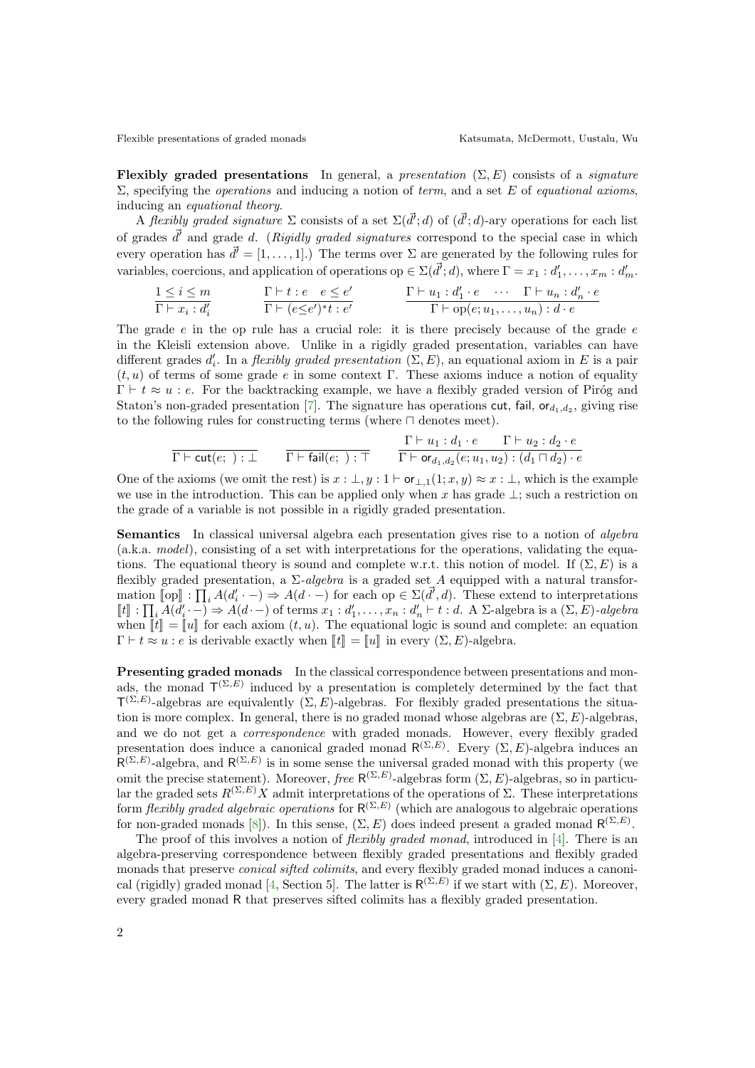**Flexibly graded presentations** In general, a *presentation* $(\Sigma, E)$ consists of a *signature* $\Sigma$, specifying the *operations* and inducing a notion of *term*, and a set $E$ of *equational axioms*, inducing an *equational theory*.

A *flexibly graded signature* $\Sigma$ consists of a set $\Sigma(\vec{d'}; d)$ of $(\vec{d'}; d)$-ary operations for each list of grades $\vec{d'}$ and grade $d$. (*Rigidly graded signatures* correspond to the special case in which every operation has $\vec{d'} = [1, \ldots, 1]$.) The terms over $\Sigma$ are generated by the following rules for variables, coercions, and application of operations $\mathrm{op} \in \Sigma(\vec{d'}; d)$, where $\Gamma = x_1 : d'_1, \ldots, x_m : d'_m$.

$$\frac{1 \leq i \leq m}{\Gamma \vdash x_i : d'_i} \qquad \frac{\Gamma \vdash t : e \quad e \leq e'}{\Gamma \vdash (e{\leq}e')^* t : e'} \qquad \frac{\Gamma \vdash u_1 : d'_1 \cdot e \quad \cdots \quad \Gamma \vdash u_n : d'_n \cdot e}{\Gamma \vdash \mathrm{op}(e; u_1, \ldots, u_n) : d \cdot e}$$

The grade $e$ in the op rule has a crucial role: it is there precisely because of the grade $e$ in the Kleisli extension above. Unlike in a rigidly graded presentation, variables can have different grades $d'_i$. In a *flexibly graded presentation* $(\Sigma, E)$, an equational axiom in $E$ is a pair $(t, u)$ of terms of some grade $e$ in some context $\Gamma$. These axioms induce a notion of equality $\Gamma \vdash t \approx u : e$. For the backtracking example, we have a flexibly graded version of Piróg and Staton's non-graded presentation [7]. The signature has operations $\mathsf{cut}$, $\mathsf{fail}$, $\mathsf{or}_{d_1, d_2}$, giving rise to the following rules for constructing terms (where $\sqcap$ denotes meet).

$$\frac{}{\Gamma \vdash \mathsf{cut}(e;\ ) : \bot} \qquad \frac{}{\Gamma \vdash \mathsf{fail}(e;\ ) : \top} \qquad \frac{\Gamma \vdash u_1 : d_1 \cdot e \qquad \Gamma \vdash u_2 : d_2 \cdot e}{\Gamma \vdash \mathsf{or}_{d_1, d_2}(e; u_1, u_2) : (d_1 \sqcap d_2) \cdot e}$$

One of the axioms (we omit the rest) is $x : \bot, y : 1 \vdash \mathsf{or}_{\bot,1}(1; x, y) \approx x : \bot$, which is the example we use in the introduction. This can be applied only when $x$ has grade $\bot$; such a restriction on the grade of a variable is not possible in a rigidly graded presentation.

**Semantics** In classical universal algebra each presentation gives rise to a notion of *algebra* (a.k.a. *model*), consisting of a set with interpretations for the operations, validating the equations. The equational theory is sound and complete w.r.t. this notion of model. If $(\Sigma, E)$ is a flexibly graded presentation, a $\Sigma$-*algebra* is a graded set $A$ equipped with a natural transformation $[\![\mathrm{op}]\!] : \prod_i A(d'_i \cdot -) \Rightarrow A(d \cdot -)$ for each $\mathrm{op} \in \Sigma(\vec{d'}, d)$. These extend to interpretations $[\![t]\!] : \prod_i A(d'_i \cdot -) \Rightarrow A(d \cdot -)$ of terms $x_1 : d'_1, \ldots, x_n : d'_n \vdash t : d$. A $\Sigma$-algebra is a $(\Sigma, E)$-*algebra* when $[\![t]\!] = [\![u]\!]$ for each axiom $(t, u)$. The equational logic is sound and complete: an equation $\Gamma \vdash t \approx u : e$ is derivable exactly when $[\![t]\!] = [\![u]\!]$ in every $(\Sigma, E)$-algebra.

**Presenting graded monads** In the classical correspondence between presentations and monads, the monad $\mathsf{T}^{(\Sigma,E)}$ induced by a presentation is completely determined by the fact that $\mathsf{T}^{(\Sigma,E)}$-algebras are equivalently $(\Sigma, E)$-algebras. For flexibly graded presentations the situation is more complex. In general, there is no graded monad whose algebras are $(\Sigma, E)$-algebras, and we do not get a *correspondence* with graded monads. However, every flexibly graded presentation does induce a canonical graded monad $\mathsf{R}^{(\Sigma,E)}$. Every $(\Sigma, E)$-algebra induces an $\mathsf{R}^{(\Sigma,E)}$-algebra, and $\mathsf{R}^{(\Sigma,E)}$ is in some sense the universal graded monad with this property (we omit the precise statement). Moreover, *free* $\mathsf{R}^{(\Sigma,E)}$-algebras form $(\Sigma, E)$-algebras, so in particular the graded sets $R^{(\Sigma,E)}X$ admit interpretations of the operations of $\Sigma$. These interpretations form *flexibly graded algebraic operations* for $\mathsf{R}^{(\Sigma,E)}$ (which are analogous to algebraic operations for non-graded monads [8]). In this sense, $(\Sigma, E)$ does indeed present a graded monad $\mathsf{R}^{(\Sigma,E)}$.

The proof of this involves a notion of *flexibly graded monad*, introduced in [4]. There is an algebra-preserving correspondence between flexibly graded presentations and flexibly graded monads that preserve *conical sifted colimits*, and every flexibly graded monad induces a canonical (rigidly) graded monad [4, Section 5]. The latter is $\mathsf{R}^{(\Sigma,E)}$ if we start with $(\Sigma, E)$. Moreover, every graded monad $\mathsf{R}$ that preserves sifted colimits has a flexibly graded presentation.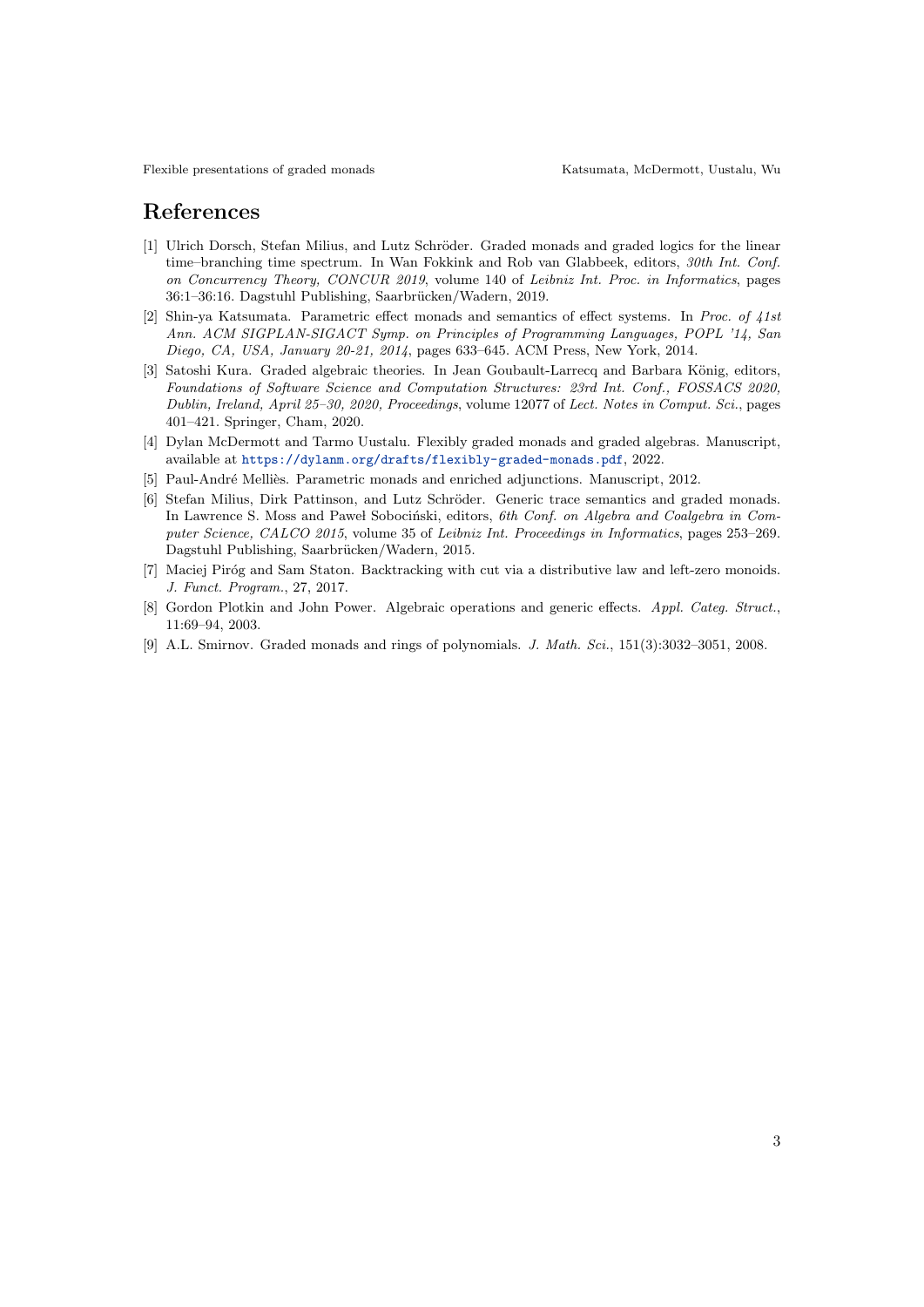## References

[1] Ulrich Dorsch, Stefan Milius, and Lutz Schröder. Graded monads and graded logics for the linear time–branching time spectrum. In Wan Fokkink and Rob van Glabbeek, editors, *30th Int. Conf. on Concurrency Theory, CONCUR 2019*, volume 140 of *Leibniz Int. Proc. in Informatics*, pages 36:1–36:16. Dagstuhl Publishing, Saarbrücken/Wadern, 2019.

[2] Shin-ya Katsumata. Parametric effect monads and semantics of effect systems. In *Proc. of 41st Ann. ACM SIGPLAN-SIGACT Symp. on Principles of Programming Languages, POPL '14, San Diego, CA, USA, January 20-21, 2014*, pages 633–645. ACM Press, New York, 2014.

[3] Satoshi Kura. Graded algebraic theories. In Jean Goubault-Larrecq and Barbara König, editors, *Foundations of Software Science and Computation Structures: 23rd Int. Conf., FOSSACS 2020, Dublin, Ireland, April 25–30, 2020, Proceedings*, volume 12077 of *Lect. Notes in Comput. Sci.*, pages 401–421. Springer, Cham, 2020.

[4] Dylan McDermott and Tarmo Uustalu. Flexibly graded monads and graded algebras. Manuscript, available at https://dylanm.org/drafts/flexibly-graded-monads.pdf, 2022.

[5] Paul-André Melliès. Parametric monads and enriched adjunctions. Manuscript, 2012.

[6] Stefan Milius, Dirk Pattinson, and Lutz Schröder. Generic trace semantics and graded monads. In Lawrence S. Moss and Paweł Sobociński, editors, *6th Conf. on Algebra and Coalgebra in Computer Science, CALCO 2015*, volume 35 of *Leibniz Int. Proceedings in Informatics*, pages 253–269. Dagstuhl Publishing, Saarbrücken/Wadern, 2015.

[7] Maciej Piróg and Sam Staton. Backtracking with cut via a distributive law and left-zero monoids. *J. Funct. Program.*, 27, 2017.

[8] Gordon Plotkin and John Power. Algebraic operations and generic effects. *Appl. Categ. Struct.*, 11:69–94, 2003.

[9] A.L. Smirnov. Graded monads and rings of polynomials. *J. Math. Sci.*, 151(3):3032–3051, 2008.